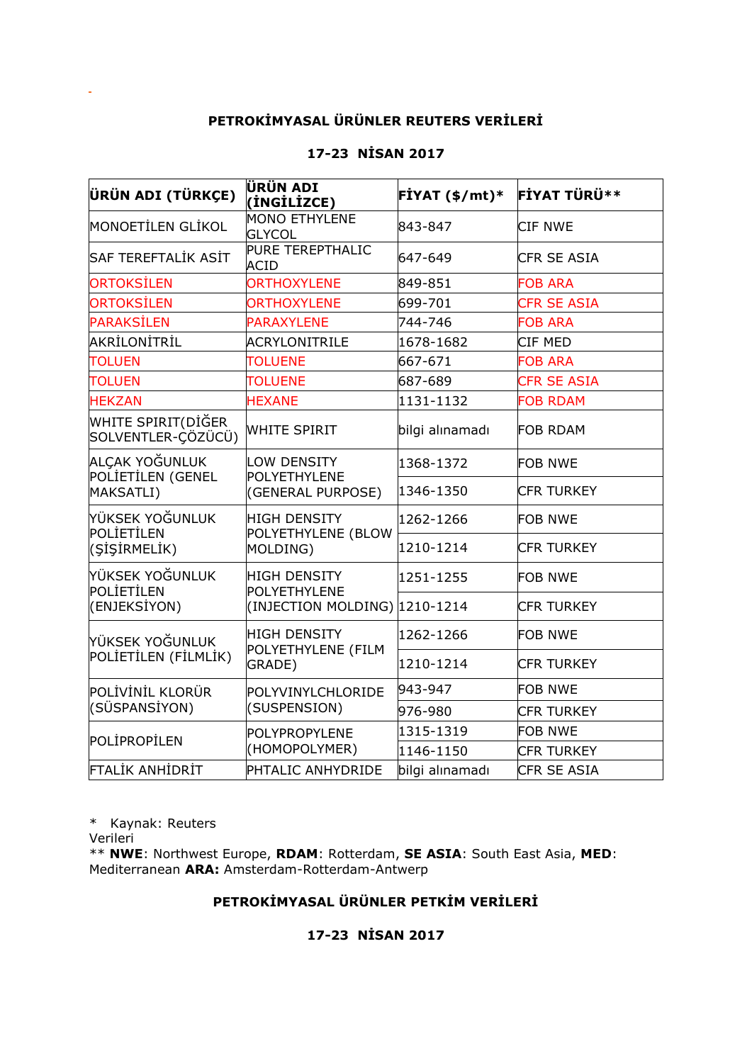## PETROKİMYASAL ÜRÜNLER REUTERS VERİLERİ

### 17-23 NİSAN 2017

| ÜRÜN ADI (TÜRKÇE) | ÜRÜN ADI (İNGİLİZCE) | FİYAT ($/mt)* | FİYAT TÜRÜ** |
|---|---|---|---|
| MONOETİLEN GLİKOL | MONO ETHYLENE GLYCOL | 843-847 | CIF NWE |
| SAF TEREFTALİK ASİT | PURE TEREPTHALIC ACID | 647-649 | CFR SE ASIA |
| ORTOKSİLEN | ORTHOXYLENE | 849-851 | FOB ARA |
| ORTOKSİLEN | ORTHOXYLENE | 699-701 | CFR SE ASIA |
| PARAKSİLEN | PARAXYLENE | 744-746 | FOB ARA |
| AKRİLONİTRİL | ACRYLONITRILE | 1678-1682 | CIF MED |
| TOLUEN | TOLUENE | 667-671 | FOB ARA |
| TOLUEN | TOLUENE | 687-689 | CFR SE ASIA |
| HEKZAN | HEXANE | 1131-1132 | FOB RDAM |
| WHITE SPIRIT(DİĞER SOLVENTLER-ÇÖZÜCÜ) | WHITE SPIRIT | bilgi alınamadı | FOB RDAM |
| ALÇAK YOĞUNLUK POLİETİLEN (GENEL MAKSATLI) | LOW DENSITY POLYETHYLENE (GENERAL PURPOSE) | 1368-1372 | FOB NWE |
| | | 1346-1350 | CFR TURKEY |
| YÜKSEK YOĞUNLUK POLİETİLEN (ŞİŞİRMELİK) | HIGH DENSITY POLYETHYLENE (BLOW MOLDING) | 1262-1266 | FOB NWE |
| | | 1210-1214 | CFR TURKEY |
| YÜKSEK YOĞUNLUK POLİETİLEN (ENJEKSİYON) | HIGH DENSITY POLYETHYLENE (INJECTION MOLDING) | 1251-1255 | FOB NWE |
| | | 1210-1214 | CFR TURKEY |
| YÜKSEK YOĞUNLUK POLİETİLEN (FİLMLİK) | HIGH DENSITY POLYETHYLENE (FILM GRADE) | 1262-1266 | FOB NWE |
| | | 1210-1214 | CFR TURKEY |
| POLİVİNİL KLORÜR (SÜSPANSİYON) | POLYVINYLCHLORIDE (SUSPENSION) | 943-947 | FOB NWE |
| | | 976-980 | CFR TURKEY |
| POLİPROPİLEN | POLYPROPYLENE (HOMOPOLYMER) | 1315-1319 | FOB NWE |
| | | 1146-1150 | CFR TURKEY |
| FTALİK ANHİDRİT | PHTALIC ANHYDRIDE | bilgi alınamadı | CFR SE ASIA |

* Kaynak: Reuters Verileri
** **NWE**: Northwest Europe, **RDAM**: Rotterdam, **SE ASIA**: South East Asia, **MED**: Mediterranean **ARA:** Amsterdam-Rotterdam-Antwerp

## PETROKİMYASAL ÜRÜNLER PETKİM VERİLERİ

### 17-23 NİSAN 2017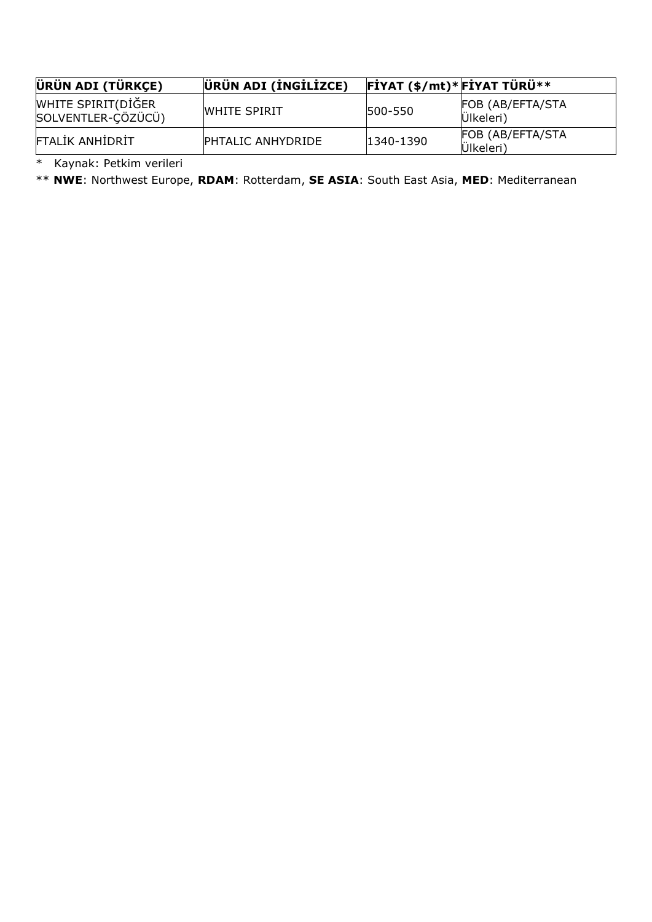| ÜRÜN ADI (TÜRKÇE) | ÜRÜN ADI (İNGİLİZCE) | FİYAT ($/mt)* | FİYAT TÜRÜ** |
| --- | --- | --- | --- |
| WHITE SPIRIT(DİĞER SOLVENTLER-ÇÖZÜCÜ) | WHITE SPIRIT | 500-550 | FOB (AB/EFTA/STA Ülkeleri) |
| FTALİK ANHİDRİT | PHTALIC ANHYDRIDE | 1340-1390 | FOB (AB/EFTA/STA Ülkeleri) |

* Kaynak: Petkim verileri

** **NWE**: Northwest Europe, **RDAM**: Rotterdam, **SE ASIA**: South East Asia, **MED**: Mediterranean